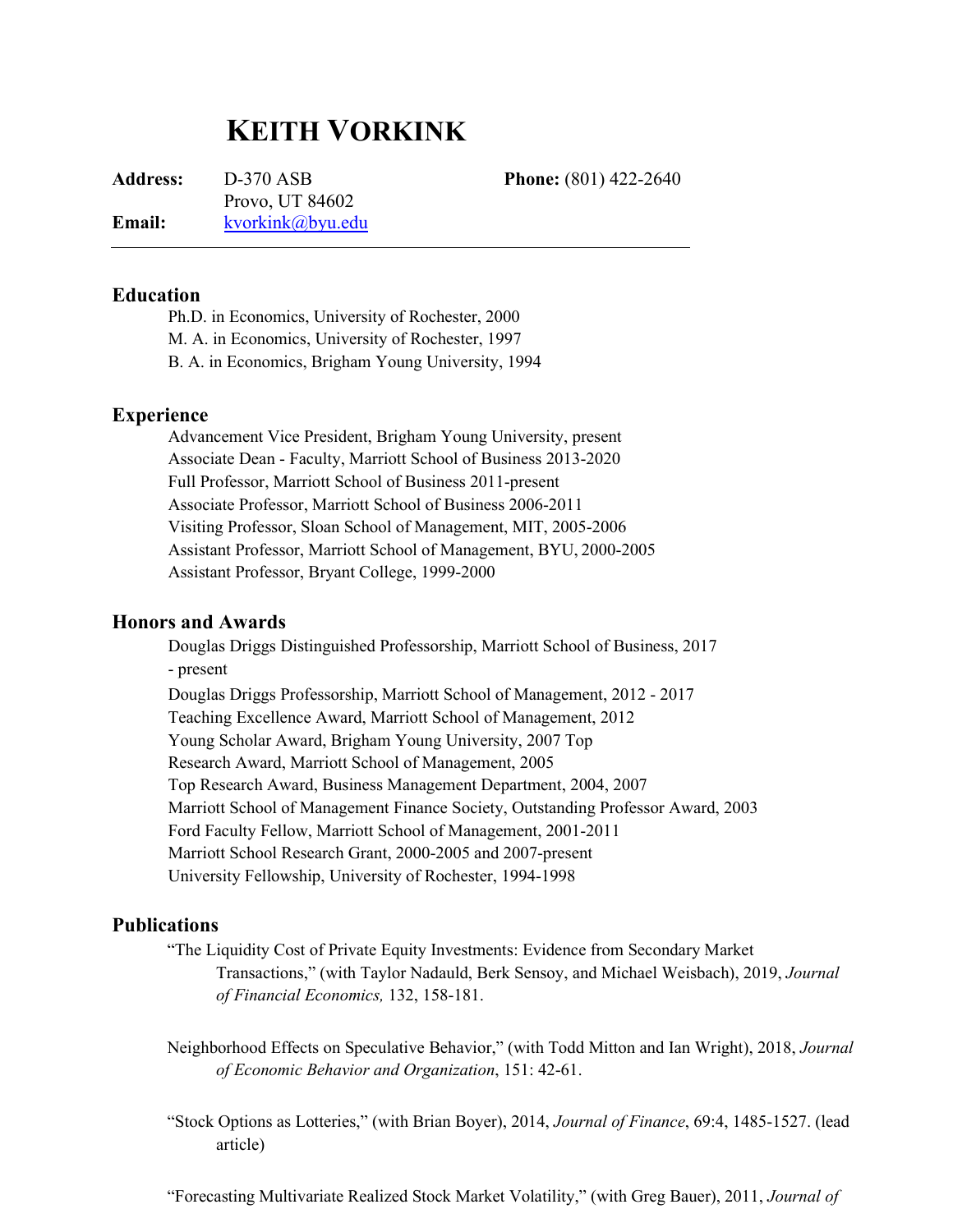# KEITH VORKINK

**Address:** D-370 ASB
Provo, UT 84602
**Phone:** (801) 422-2640
**Email:** kvorkink@byu.edu

---

## Education

Ph.D. in Economics, University of Rochester, 2000
M. A. in Economics, University of Rochester, 1997
B. A. in Economics, Brigham Young University, 1994

## Experience

Advancement Vice President, Brigham Young University, present
Associate Dean - Faculty, Marriott School of Business 2013-2020
Full Professor, Marriott School of Business 2011-present
Associate Professor, Marriott School of Business 2006-2011
Visiting Professor, Sloan School of Management, MIT, 2005-2006
Assistant Professor, Marriott School of Management, BYU, 2000-2005
Assistant Professor, Bryant College, 1999-2000

## Honors and Awards

Douglas Driggs Distinguished Professorship, Marriott School of Business, 2017 - present
Douglas Driggs Professorship, Marriott School of Management, 2012 - 2017
Teaching Excellence Award, Marriott School of Management, 2012
Young Scholar Award, Brigham Young University, 2007 Top
Research Award, Marriott School of Management, 2005
Top Research Award, Business Management Department, 2004, 2007
Marriott School of Management Finance Society, Outstanding Professor Award, 2003
Ford Faculty Fellow, Marriott School of Management, 2001-2011
Marriott School Research Grant, 2000-2005 and 2007-present
University Fellowship, University of Rochester, 1994-1998

## Publications

"The Liquidity Cost of Private Equity Investments: Evidence from Secondary Market Transactions," (with Taylor Nadauld, Berk Sensoy, and Michael Weisbach), 2019, *Journal of Financial Economics,* 132, 158-181.

Neighborhood Effects on Speculative Behavior," (with Todd Mitton and Ian Wright), 2018, *Journal of Economic Behavior and Organization*, 151: 42-61.

"Stock Options as Lotteries," (with Brian Boyer), 2014, *Journal of Finance*, 69:4, 1485-1527. (lead article)

"Forecasting Multivariate Realized Stock Market Volatility," (with Greg Bauer), 2011, *Journal of*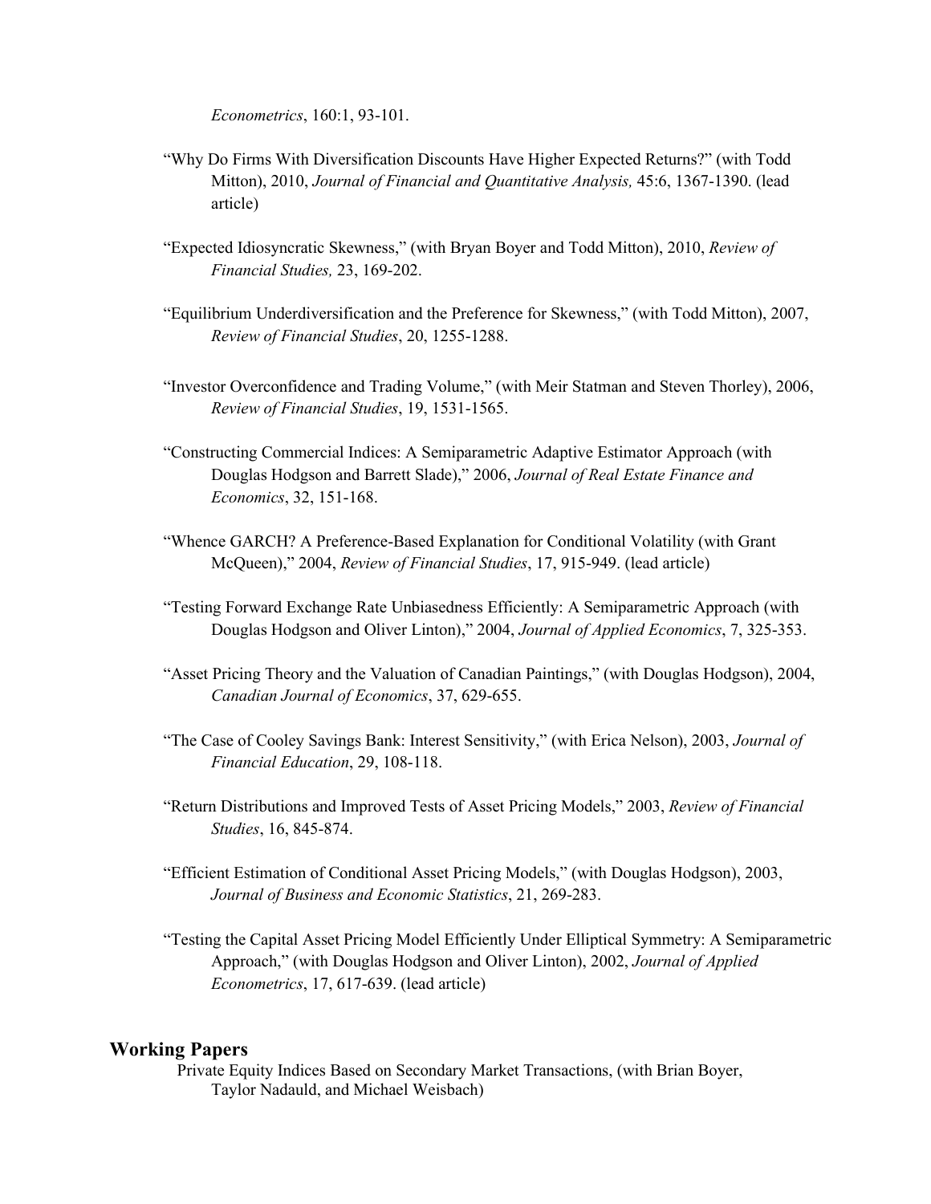*Econometrics*, 160:1, 93-101.

"Why Do Firms With Diversification Discounts Have Higher Expected Returns?" (with Todd Mitton), 2010, *Journal of Financial and Quantitative Analysis,* 45:6, 1367-1390. (lead article)

"Expected Idiosyncratic Skewness," (with Bryan Boyer and Todd Mitton), 2010, *Review of Financial Studies,* 23, 169-202.

"Equilibrium Underdiversification and the Preference for Skewness," (with Todd Mitton), 2007, *Review of Financial Studies*, 20, 1255-1288.

"Investor Overconfidence and Trading Volume," (with Meir Statman and Steven Thorley), 2006, *Review of Financial Studies*, 19, 1531-1565.

"Constructing Commercial Indices: A Semiparametric Adaptive Estimator Approach (with Douglas Hodgson and Barrett Slade)," 2006, *Journal of Real Estate Finance and Economics*, 32, 151-168.

"Whence GARCH? A Preference-Based Explanation for Conditional Volatility (with Grant McQueen)," 2004, *Review of Financial Studies*, 17, 915-949. (lead article)

"Testing Forward Exchange Rate Unbiasedness Efficiently: A Semiparametric Approach (with Douglas Hodgson and Oliver Linton)," 2004, *Journal of Applied Economics*, 7, 325-353.

"Asset Pricing Theory and the Valuation of Canadian Paintings," (with Douglas Hodgson), 2004, *Canadian Journal of Economics*, 37, 629-655.

"The Case of Cooley Savings Bank: Interest Sensitivity," (with Erica Nelson), 2003, *Journal of Financial Education*, 29, 108-118.

"Return Distributions and Improved Tests of Asset Pricing Models," 2003, *Review of Financial Studies*, 16, 845-874.

"Efficient Estimation of Conditional Asset Pricing Models," (with Douglas Hodgson), 2003, *Journal of Business and Economic Statistics*, 21, 269-283.

"Testing the Capital Asset Pricing Model Efficiently Under Elliptical Symmetry: A Semiparametric Approach," (with Douglas Hodgson and Oliver Linton), 2002, *Journal of Applied Econometrics*, 17, 617-639. (lead article)

## Working Papers

Private Equity Indices Based on Secondary Market Transactions, (with Brian Boyer, Taylor Nadauld, and Michael Weisbach)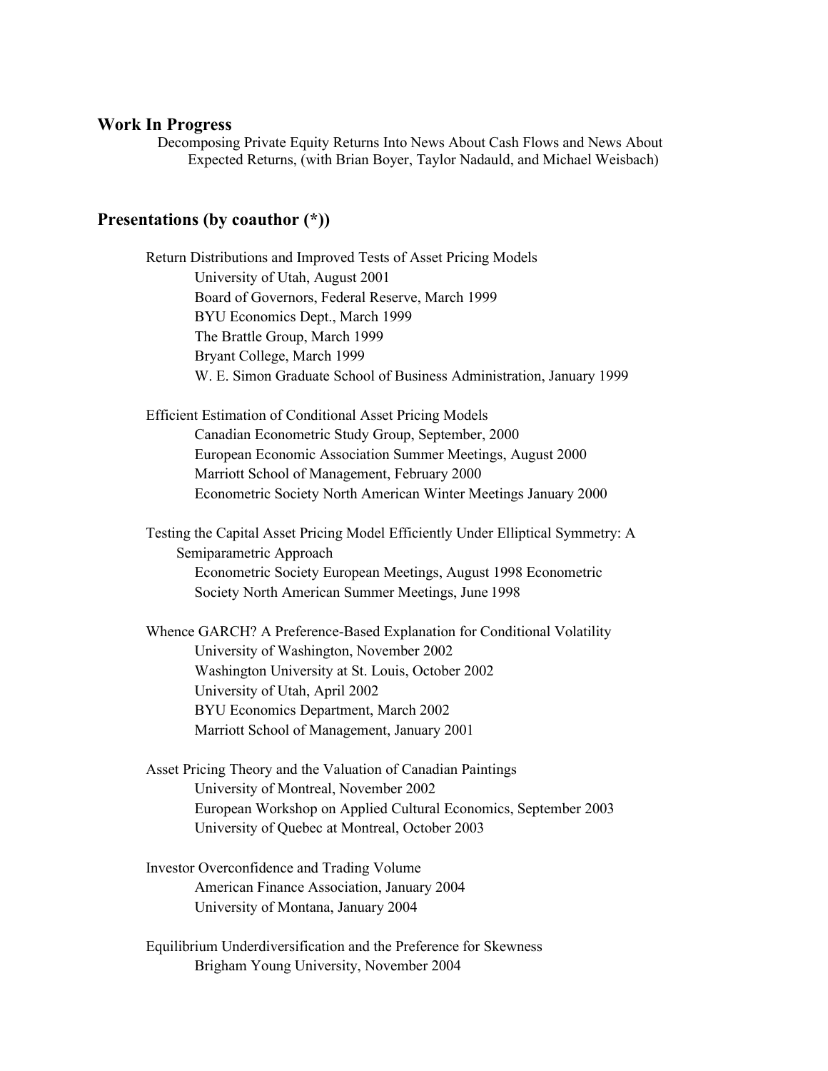## Work In Progress

Decomposing Private Equity Returns Into News About Cash Flows and News About Expected Returns, (with Brian Boyer, Taylor Nadauld, and Michael Weisbach)

## Presentations (by coauthor (*))

Return Distributions and Improved Tests of Asset Pricing Models

- University of Utah, August 2001
- Board of Governors, Federal Reserve, March 1999
- BYU Economics Dept., March 1999
- The Brattle Group, March 1999
- Bryant College, March 1999
- W. E. Simon Graduate School of Business Administration, January 1999

Efficient Estimation of Conditional Asset Pricing Models

- Canadian Econometric Study Group, September, 2000
- European Economic Association Summer Meetings, August 2000
- Marriott School of Management, February 2000
- Econometric Society North American Winter Meetings January 2000

Testing the Capital Asset Pricing Model Efficiently Under Elliptical Symmetry: A Semiparametric Approach

- Econometric Society European Meetings, August 1998 Econometric Society North American Summer Meetings, June 1998

Whence GARCH? A Preference-Based Explanation for Conditional Volatility

- University of Washington, November 2002
- Washington University at St. Louis, October 2002
- University of Utah, April 2002
- BYU Economics Department, March 2002
- Marriott School of Management, January 2001

Asset Pricing Theory and the Valuation of Canadian Paintings

- University of Montreal, November 2002
- European Workshop on Applied Cultural Economics, September 2003
- University of Quebec at Montreal, October 2003

Investor Overconfidence and Trading Volume

- American Finance Association, January 2004
- University of Montana, January 2004

Equilibrium Underdiversification and the Preference for Skewness

- Brigham Young University, November 2004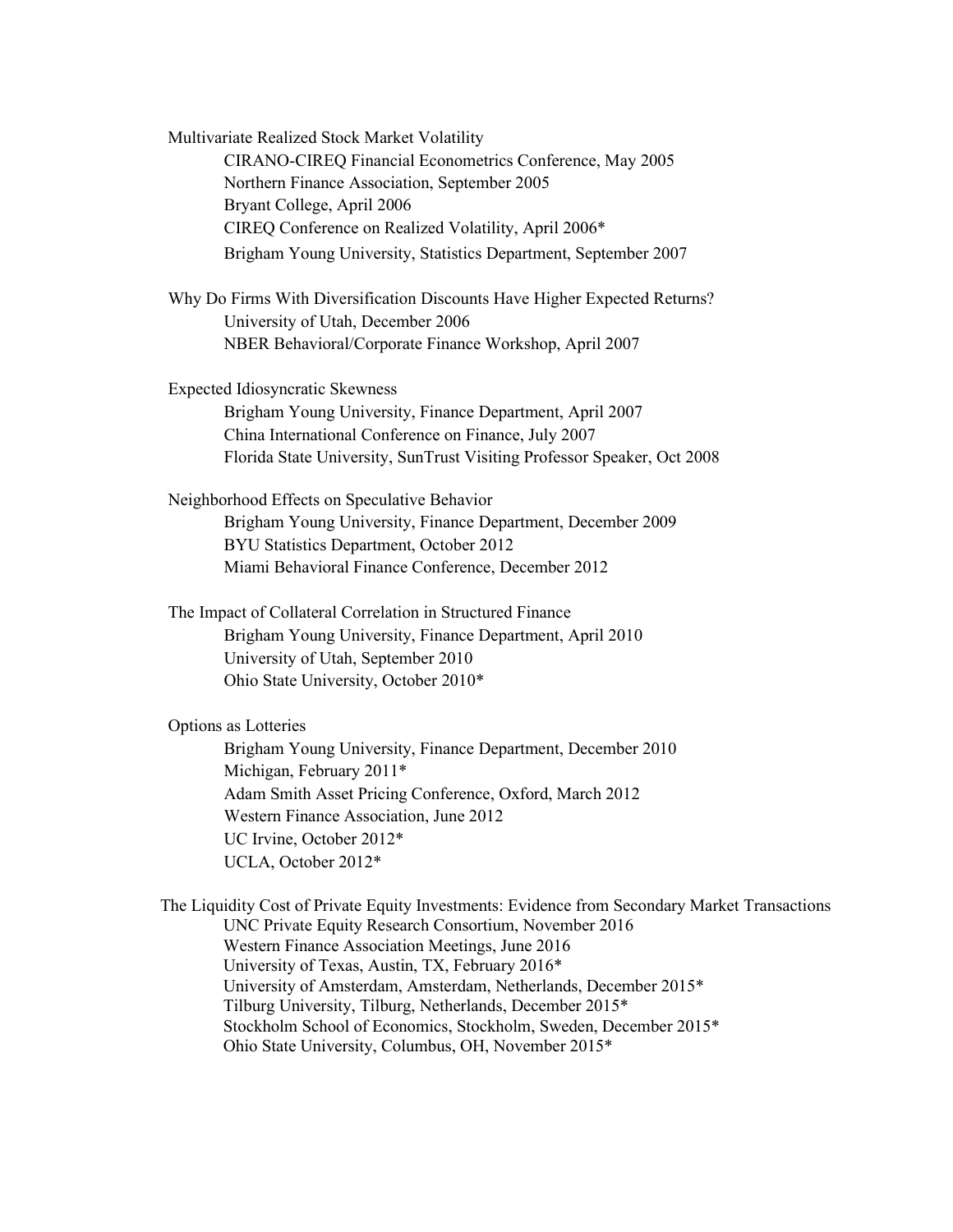Multivariate Realized Stock Market Volatility

- CIRANO-CIREQ Financial Econometrics Conference, May 2005
- Northern Finance Association, September 2005
- Bryant College, April 2006
- CIREQ Conference on Realized Volatility, April 2006*
- Brigham Young University, Statistics Department, September 2007

Why Do Firms With Diversification Discounts Have Higher Expected Returns?

- University of Utah, December 2006
- NBER Behavioral/Corporate Finance Workshop, April 2007

Expected Idiosyncratic Skewness

- Brigham Young University, Finance Department, April 2007
- China International Conference on Finance, July 2007
- Florida State University, SunTrust Visiting Professor Speaker, Oct 2008

Neighborhood Effects on Speculative Behavior

- Brigham Young University, Finance Department, December 2009
- BYU Statistics Department, October 2012
- Miami Behavioral Finance Conference, December 2012

The Impact of Collateral Correlation in Structured Finance

- Brigham Young University, Finance Department, April 2010
- University of Utah, September 2010
- Ohio State University, October 2010*

Options as Lotteries

- Brigham Young University, Finance Department, December 2010
- Michigan, February 2011*
- Adam Smith Asset Pricing Conference, Oxford, March 2012
- Western Finance Association, June 2012
- UC Irvine, October 2012*
- UCLA, October 2012*

The Liquidity Cost of Private Equity Investments: Evidence from Secondary Market Transactions

- UNC Private Equity Research Consortium, November 2016
- Western Finance Association Meetings, June 2016
- University of Texas, Austin, TX, February 2016*
- University of Amsterdam, Amsterdam, Netherlands, December 2015*
- Tilburg University, Tilburg, Netherlands, December 2015*
- Stockholm School of Economics, Stockholm, Sweden, December 2015*
- Ohio State University, Columbus, OH, November 2015*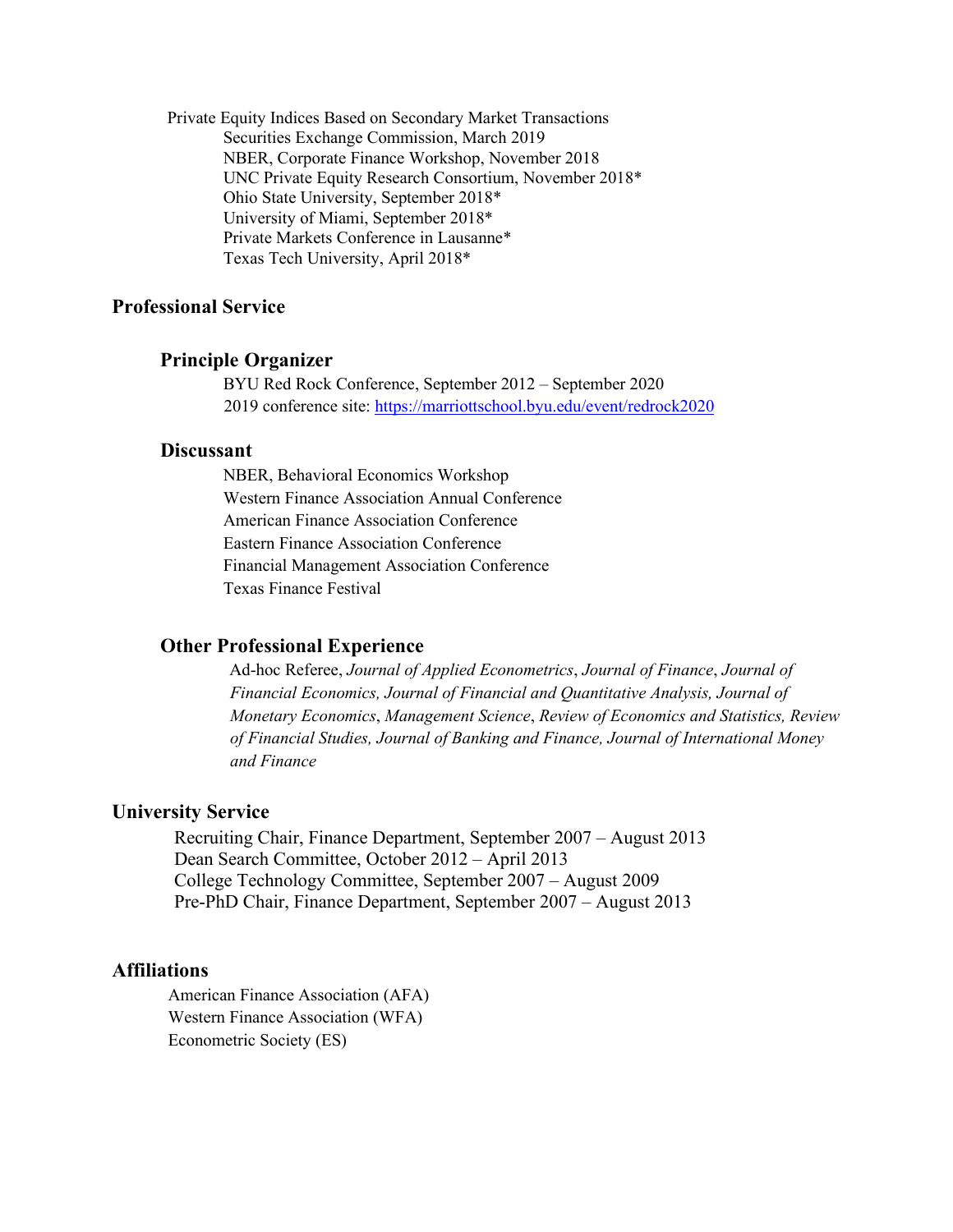Private Equity Indices Based on Secondary Market Transactions
- Securities Exchange Commission, March 2019
- NBER, Corporate Finance Workshop, November 2018
- UNC Private Equity Research Consortium, November 2018*
- Ohio State University, September 2018*
- University of Miami, September 2018*
- Private Markets Conference in Lausanne*
- Texas Tech University, April 2018*

## Professional Service

### Principle Organizer

BYU Red Rock Conference, September 2012 – September 2020
2019 conference site: [https://marriottschool.byu.edu/event/redrock2020](https://marriottschool.byu.edu/event/redrock2020)

### Discussant

- NBER, Behavioral Economics Workshop
- Western Finance Association Annual Conference
- American Finance Association Conference
- Eastern Finance Association Conference
- Financial Management Association Conference
- Texas Finance Festival

### Other Professional Experience

Ad-hoc Referee, *Journal of Applied Econometrics*, *Journal of Finance*, *Journal of Financial Economics, Journal of Financial and Quantitative Analysis, Journal of Monetary Economics*, *Management Science*, *Review of Economics and Statistics, Review of Financial Studies, Journal of Banking and Finance, Journal of International Money and Finance*

## University Service

- Recruiting Chair, Finance Department, September 2007 – August 2013
- Dean Search Committee, October 2012 – April 2013
- College Technology Committee, September 2007 – August 2009
- Pre-PhD Chair, Finance Department, September 2007 – August 2013

## Affiliations

- American Finance Association (AFA)
- Western Finance Association (WFA)
- Econometric Society (ES)